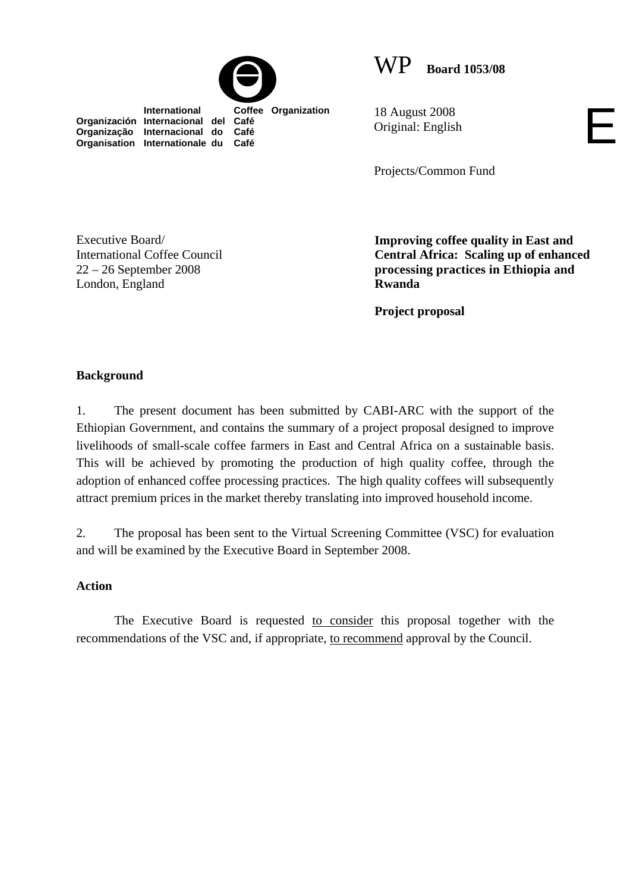International Coffee Organization
Organización Internacional del Café
Organização Internacional do Café
Organisation Internationale du Café

WP **Board 1053/08**

18 August 2008
Original: English

E

Projects/Common Fund

Executive Board/
International Coffee Council
22 – 26 September 2008
London, England

**Improving coffee quality in East and Central Africa: Scaling up of enhanced processing practices in Ethiopia and Rwanda**

**Project proposal**

**Background**

1. The present document has been submitted by CABI-ARC with the support of the Ethiopian Government, and contains the summary of a project proposal designed to improve livelihoods of small-scale coffee farmers in East and Central Africa on a sustainable basis. This will be achieved by promoting the production of high quality coffee, through the adoption of enhanced coffee processing practices. The high quality coffees will subsequently attract premium prices in the market thereby translating into improved household income.

2. The proposal has been sent to the Virtual Screening Committee (VSC) for evaluation and will be examined by the Executive Board in September 2008.

**Action**

The Executive Board is requested to consider this proposal together with the recommendations of the VSC and, if appropriate, to recommend approval by the Council.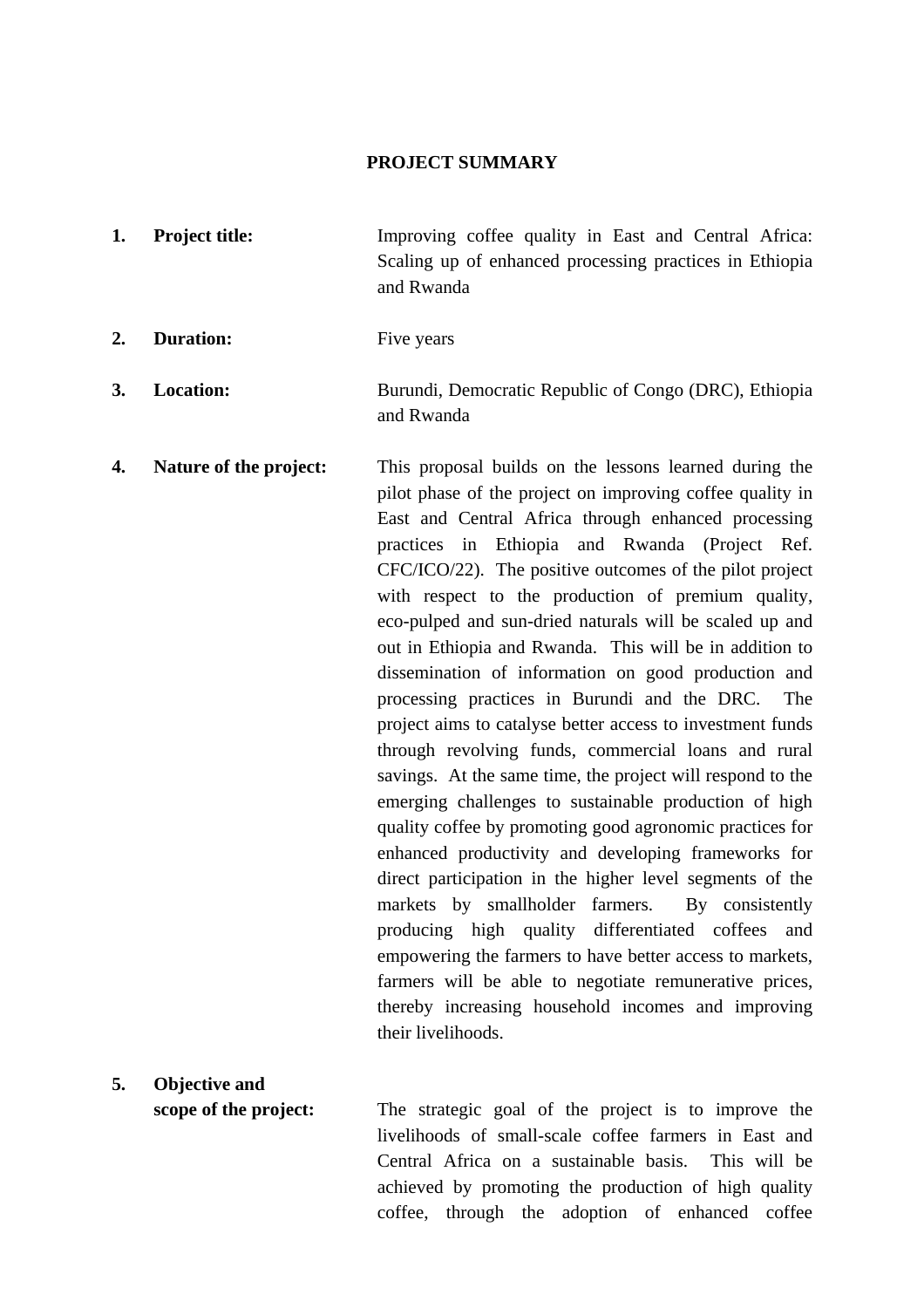# PROJECT SUMMARY

1. **Project title:** Improving coffee quality in East and Central Africa: Scaling up of enhanced processing practices in Ethiopia and Rwanda

2. **Duration:** Five years

3. **Location:** Burundi, Democratic Republic of Congo (DRC), Ethiopia and Rwanda

4. **Nature of the project:** This proposal builds on the lessons learned during the pilot phase of the project on improving coffee quality in East and Central Africa through enhanced processing practices in Ethiopia and Rwanda (Project Ref. CFC/ICO/22). The positive outcomes of the pilot project with respect to the production of premium quality, eco-pulped and sun-dried naturals will be scaled up and out in Ethiopia and Rwanda. This will be in addition to dissemination of information on good production and processing practices in Burundi and the DRC. The project aims to catalyse better access to investment funds through revolving funds, commercial loans and rural savings. At the same time, the project will respond to the emerging challenges to sustainable production of high quality coffee by promoting good agronomic practices for enhanced productivity and developing frameworks for direct participation in the higher level segments of the markets by smallholder farmers. By consistently producing high quality differentiated coffees and empowering the farmers to have better access to markets, farmers will be able to negotiate remunerative prices, thereby increasing household incomes and improving their livelihoods.

5. **Objective and scope of the project:** The strategic goal of the project is to improve the livelihoods of small-scale coffee farmers in East and Central Africa on a sustainable basis. This will be achieved by promoting the production of high quality coffee, through the adoption of enhanced coffee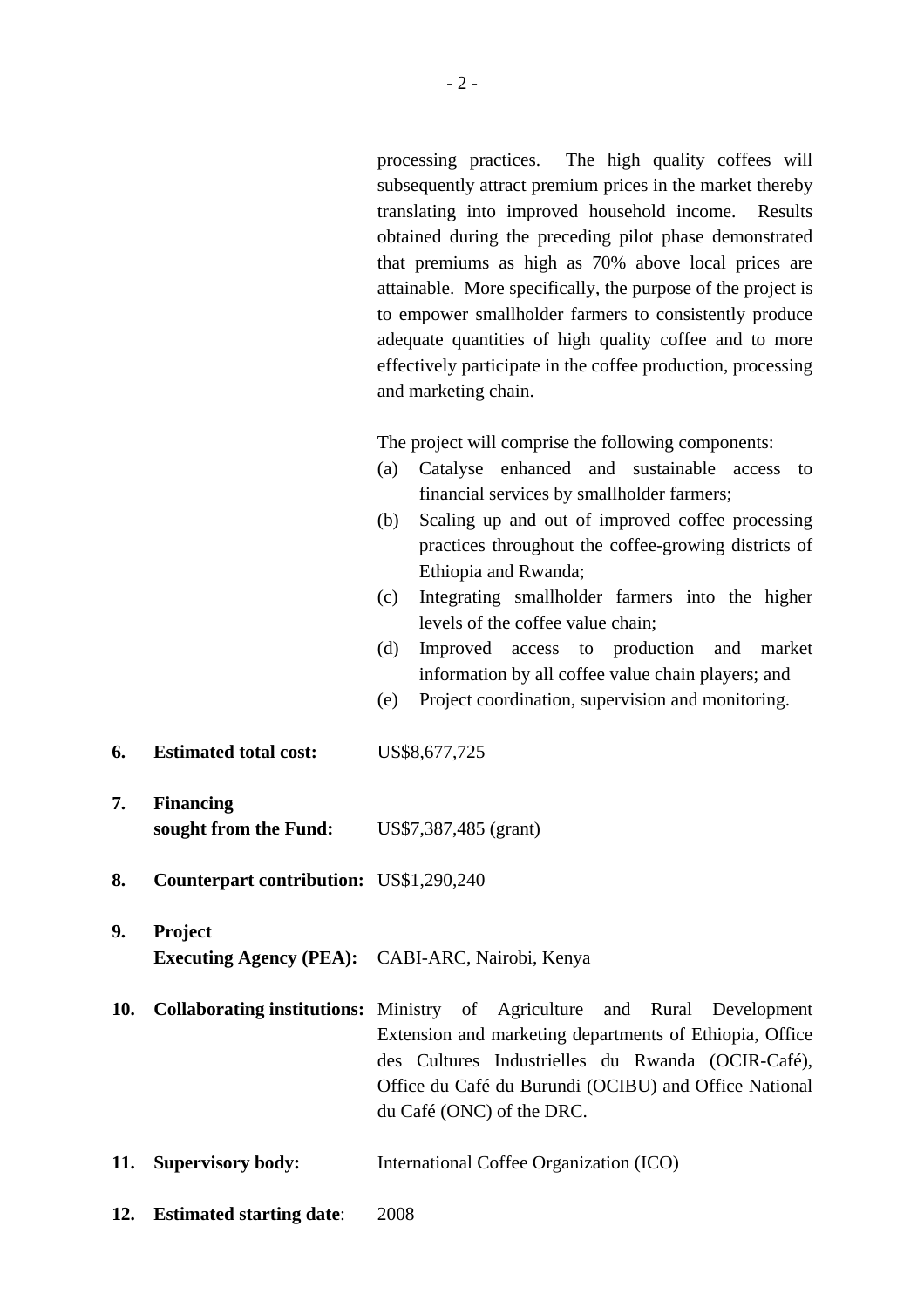processing practices. The high quality coffees will subsequently attract premium prices in the market thereby translating into improved household income. Results obtained during the preceding pilot phase demonstrated that premiums as high as 70% above local prices are attainable. More specifically, the purpose of the project is to empower smallholder farmers to consistently produce adequate quantities of high quality coffee and to more effectively participate in the coffee production, processing and marketing chain.

The project will comprise the following components:

(a) Catalyse enhanced and sustainable access to financial services by smallholder farmers;
(b) Scaling up and out of improved coffee processing practices throughout the coffee-growing districts of Ethiopia and Rwanda;
(c) Integrating smallholder farmers into the higher levels of the coffee value chain;
(d) Improved access to production and market information by all coffee value chain players; and
(e) Project coordination, supervision and monitoring.

**6. Estimated total cost:** US$8,677,725

**7. Financing sought from the Fund:** US$7,387,485 (grant)

**8. Counterpart contribution:** US$1,290,240

**9. Project Executing Agency (PEA):** CABI-ARC, Nairobi, Kenya

**10. Collaborating institutions:** Ministry of Agriculture and Rural Development Extension and marketing departments of Ethiopia, Office des Cultures Industrielles du Rwanda (OCIR-Café), Office du Café du Burundi (OCIBU) and Office National du Café (ONC) of the DRC.

**11. Supervisory body:** International Coffee Organization (ICO)

**12. Estimated starting date:** 2008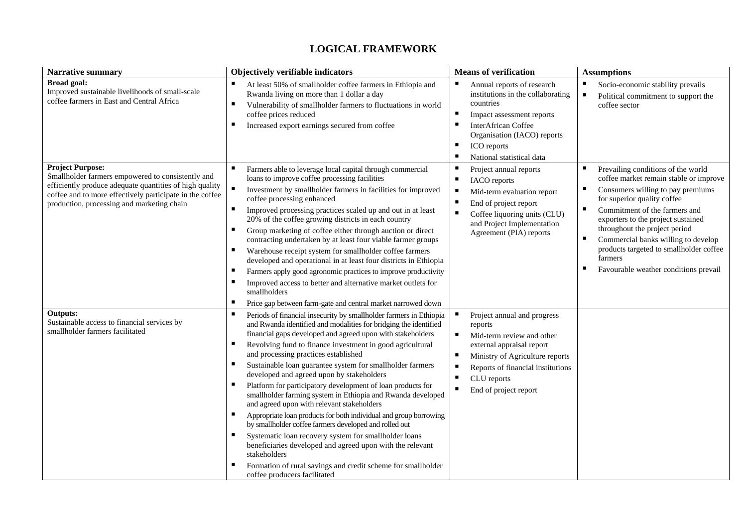## LOGICAL FRAMEWORK

| Narrative summary | Objectively verifiable indicators | Means of verification | Assumptions |
|---|---|---|---|
| **Broad goal:**<br>Improved sustainable livelihoods of small-scale coffee farmers in East and Central Africa | ▪ At least 50% of smallholder coffee farmers in Ethiopia and Rwanda living on more than 1 dollar a day<br>▪ Vulnerability of smallholder farmers to fluctuations in world coffee prices reduced<br>▪ Increased export earnings secured from coffee | ▪ Annual reports of research institutions in the collaborating countries<br>▪ Impact assessment reports<br>▪ InterAfrican Coffee Organisation (IACO) reports<br>▪ ICO reports<br>▪ National statistical data | ▪ Socio-economic stability prevails<br>▪ Political commitment to support the coffee sector |
| **Project Purpose:**<br>Smallholder farmers empowered to consistently and efficiently produce adequate quantities of high quality coffee and to more effectively participate in the coffee production, processing and marketing chain | ▪ Farmers able to leverage local capital through commercial loans to improve coffee processing facilities<br>▪ Investment by smallholder farmers in facilities for improved coffee processing enhanced<br>▪ Improved processing practices scaled up and out in at least 20% of the coffee growing districts in each country<br>▪ Group marketing of coffee either through auction or direct contracting undertaken by at least four viable farmer groups<br>▪ Warehouse receipt system for smallholder coffee farmers developed and operational in at least four districts in Ethiopia<br>▪ Farmers apply good agronomic practices to improve productivity<br>▪ Improved access to better and alternative market outlets for smallholders<br>▪ Price gap between farm-gate and central market narrowed down | ▪ Project annual reports<br>▪ IACO reports<br>▪ Mid-term evaluation report<br>▪ End of project report<br>▪ Coffee liquoring units (CLU) and Project Implementation Agreement (PIA) reports | ▪ Prevailing conditions of the world coffee market remain stable or improve<br>▪ Consumers willing to pay premiums for superior quality coffee<br>▪ Commitment of the farmers and exporters to the project sustained throughout the project period<br>▪ Commercial banks willing to develop products targeted to smallholder coffee farmers<br>▪ Favourable weather conditions prevail |
| **Outputs:**<br>Sustainable access to financial services by smallholder farmers facilitated | ▪ Periods of financial insecurity by smallholder farmers in Ethiopia and Rwanda identified and modalities for bridging the identified financial gaps developed and agreed upon with stakeholders<br>▪ Revolving fund to finance investment in good agricultural and processing practices established<br>▪ Sustainable loan guarantee system for smallholder farmers developed and agreed upon by stakeholders<br>▪ Platform for participatory development of loan products for smallholder farming system in Ethiopia and Rwanda developed and agreed upon with relevant stakeholders<br>▪ Appropriate loan products for both individual and group borrowing by smallholder coffee farmers developed and rolled out<br>▪ Systematic loan recovery system for smallholder loans beneficiaries developed and agreed upon with the relevant stakeholders<br>▪ Formation of rural savings and credit scheme for smallholder coffee producers facilitated | ▪ Project annual and progress reports<br>▪ Mid-term review and other external appraisal report<br>▪ Ministry of Agriculture reports<br>▪ Reports of financial institutions<br>▪ CLU reports<br>▪ End of project report | |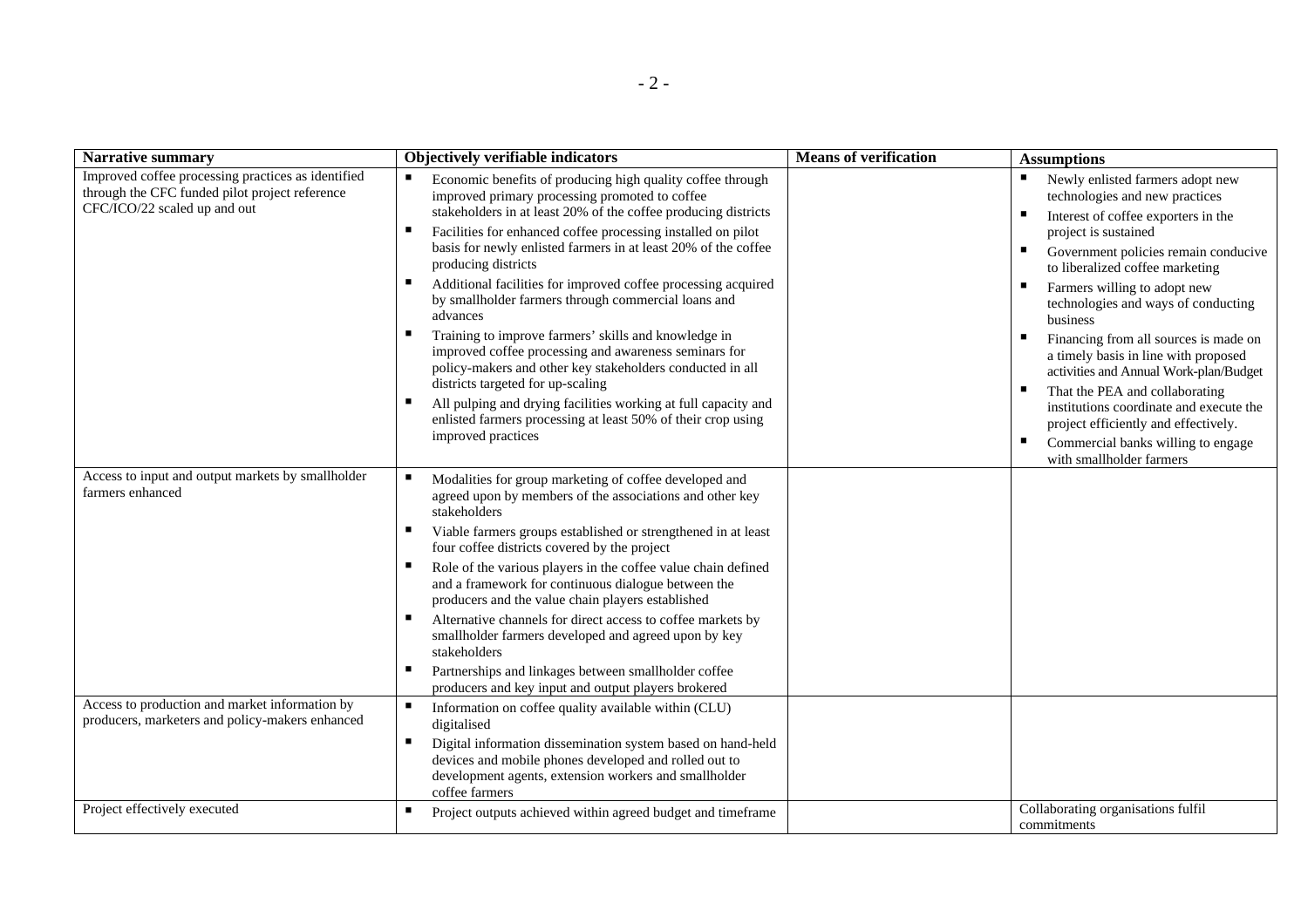| Narrative summary | Objectively verifiable indicators | Means of verification | Assumptions |
|---|---|---|---|
| Improved coffee processing practices as identified through the CFC funded pilot project reference CFC/ICO/22 scaled up and out | ▪ Economic benefits of producing high quality coffee through improved primary processing promoted to coffee stakeholders in at least 20% of the coffee producing districts<br>▪ Facilities for enhanced coffee processing installed on pilot basis for newly enlisted farmers in at least 20% of the coffee producing districts<br>▪ Additional facilities for improved coffee processing acquired by smallholder farmers through commercial loans and advances<br>▪ Training to improve farmers' skills and knowledge in improved coffee processing and awareness seminars for policy-makers and other key stakeholders conducted in all districts targeted for up-scaling<br>▪ All pulping and drying facilities working at full capacity and enlisted farmers processing at least 50% of their crop using improved practices | | ▪ Newly enlisted farmers adopt new technologies and new practices<br>▪ Interest of coffee exporters in the project is sustained<br>▪ Government policies remain conducive to liberalized coffee marketing<br>▪ Farmers willing to adopt new technologies and ways of conducting business<br>▪ Financing from all sources is made on a timely basis in line with proposed activities and Annual Work-plan/Budget<br>▪ That the PEA and collaborating institutions coordinate and execute the project efficiently and effectively.<br>▪ Commercial banks willing to engage with smallholder farmers |
| Access to input and output markets by smallholder farmers enhanced | ▪ Modalities for group marketing of coffee developed and agreed upon by members of the associations and other key stakeholders<br>▪ Viable farmers groups established or strengthened in at least four coffee districts covered by the project<br>▪ Role of the various players in the coffee value chain defined and a framework for continuous dialogue between the producers and the value chain players established<br>▪ Alternative channels for direct access to coffee markets by smallholder farmers developed and agreed upon by key stakeholders<br>▪ Partnerships and linkages between smallholder coffee producers and key input and output players brokered | | |
| Access to production and market information by producers, marketers and policy-makers enhanced | ▪ Information on coffee quality available within (CLU) digitalised<br>▪ Digital information dissemination system based on hand-held devices and mobile phones developed and rolled out to development agents, extension workers and smallholder coffee farmers | | |
| Project effectively executed | ▪ Project outputs achieved within agreed budget and timeframe | | Collaborating organisations fulfil commitments |